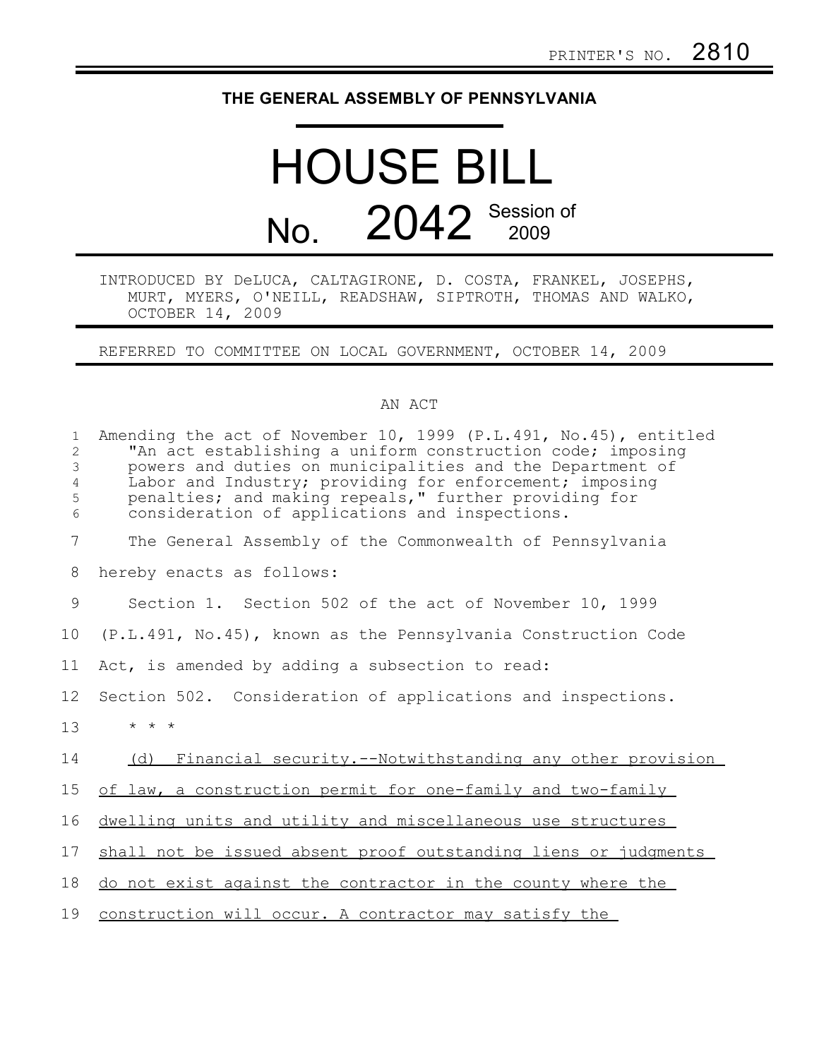PRINTER'S NO. 2810

# THE GENERAL ASSEMBLY OF PENNSYLVANIA

# HOUSE BILL No. 2042 Session of 2009

INTRODUCED BY DeLUCA, CALTAGIRONE, D. COSTA, FRANKEL, JOSEPHS, MURT, MYERS, O'NEILL, READSHAW, SIPTROTH, THOMAS AND WALKO, OCTOBER 14, 2009

REFERRED TO COMMITTEE ON LOCAL GOVERNMENT, OCTOBER 14, 2009

## AN ACT

Amending the act of November 10, 1999 (P.L.491, No.45), entitled "An act establishing a uniform construction code; imposing powers and duties on municipalities and the Department of Labor and Industry; providing for enforcement; imposing penalties; and making repeals," further providing for consideration of applications and inspections.

The General Assembly of the Commonwealth of Pennsylvania hereby enacts as follows:

Section 1. Section 502 of the act of November 10, 1999 (P.L.491, No.45), known as the Pennsylvania Construction Code Act, is amended by adding a subsection to read:

Section 502. Consideration of applications and inspections.

* * *

(d) Financial security.--Notwithstanding any other provision of law, a construction permit for one-family and two-family dwelling units and utility and miscellaneous use structures shall not be issued absent proof outstanding liens or judgments do not exist against the contractor in the county where the construction will occur. A contractor may satisfy the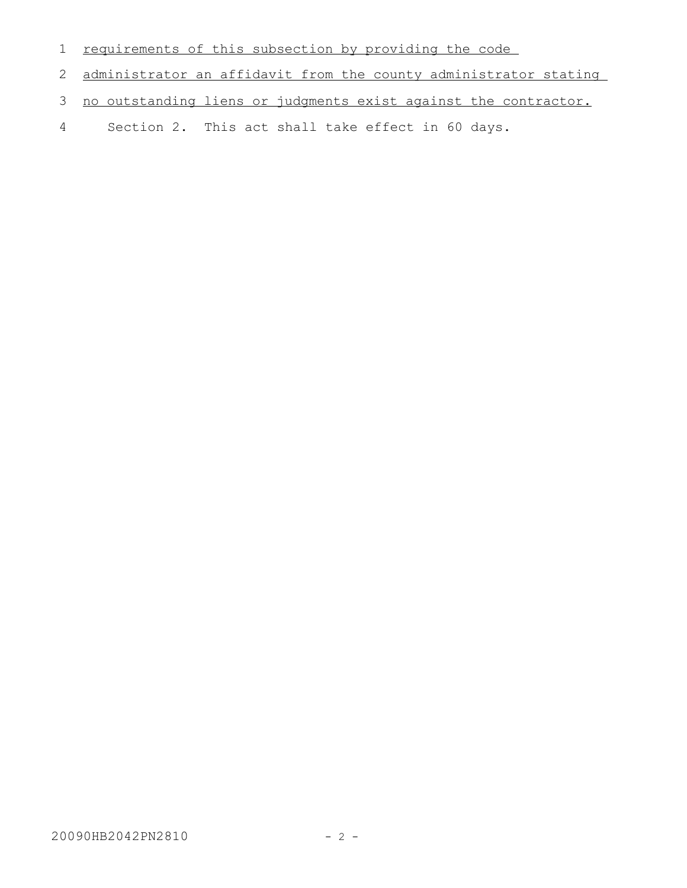requirements of this subsection by providing the code administrator an affidavit from the county administrator stating no outstanding liens or judgments exist against the contractor.

Section 2. This act shall take effect in 60 days.